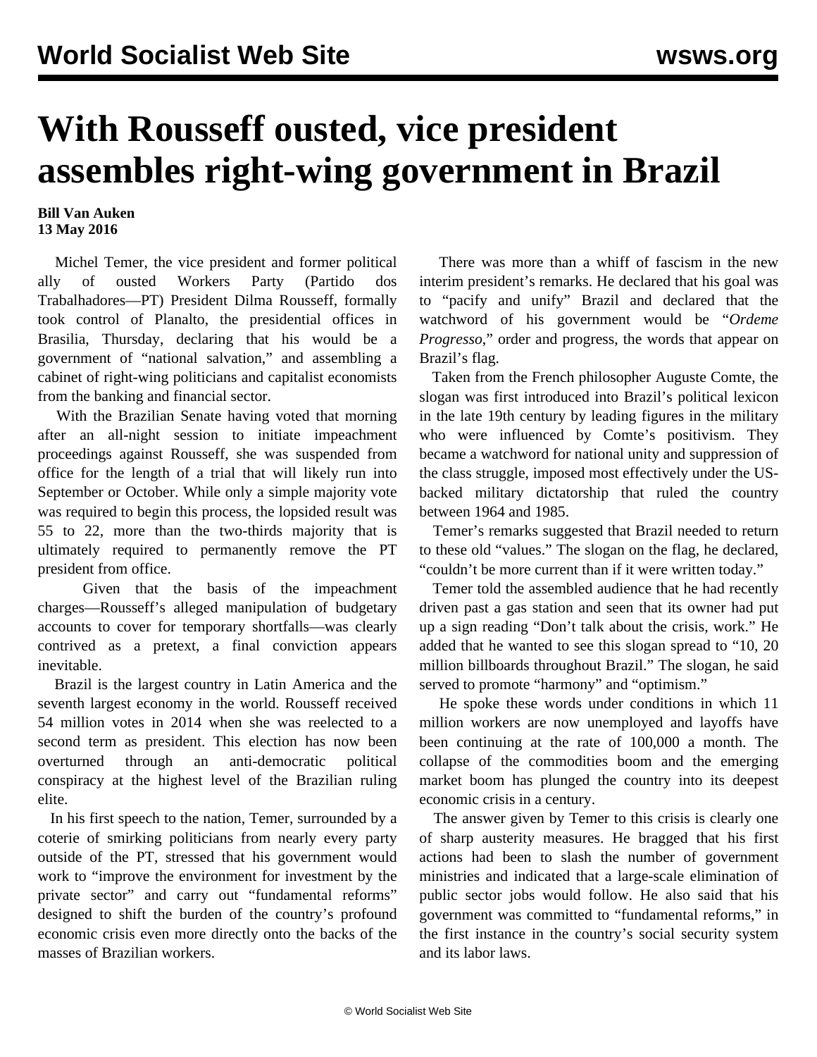# With Rousseff ousted, vice president assembles right-wing government in Brazil

**Bill Van Auken**
**13 May 2016**

Michel Temer, the vice president and former political ally of ousted Workers Party (Partido dos Trabalhadores—PT) President Dilma Rousseff, formally took control of Planalto, the presidential offices in Brasilia, Thursday, declaring that his would be a government of "national salvation," and assembling a cabinet of right-wing politicians and capitalist economists from the banking and financial sector.

With the Brazilian Senate having voted that morning after an all-night session to initiate impeachment proceedings against Rousseff, she was suspended from office for the length of a trial that will likely run into September or October. While only a simple majority vote was required to begin this process, the lopsided result was 55 to 22, more than the two-thirds majority that is ultimately required to permanently remove the PT president from office.

Given that the basis of the impeachment charges—Rousseff's alleged manipulation of budgetary accounts to cover for temporary shortfalls—was clearly contrived as a pretext, a final conviction appears inevitable.

Brazil is the largest country in Latin America and the seventh largest economy in the world. Rousseff received 54 million votes in 2014 when she was reelected to a second term as president. This election has now been overturned through an anti-democratic political conspiracy at the highest level of the Brazilian ruling elite.

In his first speech to the nation, Temer, surrounded by a coterie of smirking politicians from nearly every party outside of the PT, stressed that his government would work to "improve the environment for investment by the private sector" and carry out "fundamental reforms" designed to shift the burden of the country's profound economic crisis even more directly onto the backs of the masses of Brazilian workers.

There was more than a whiff of fascism in the new interim president's remarks. He declared that his goal was to "pacify and unify" Brazil and declared that the watchword of his government would be "*Ordeme Progresso*," order and progress, the words that appear on Brazil's flag.

Taken from the French philosopher Auguste Comte, the slogan was first introduced into Brazil's political lexicon in the late 19th century by leading figures in the military who were influenced by Comte's positivism. They became a watchword for national unity and suppression of the class struggle, imposed most effectively under the US-backed military dictatorship that ruled the country between 1964 and 1985.

Temer's remarks suggested that Brazil needed to return to these old "values." The slogan on the flag, he declared, "couldn't be more current than if it were written today."

Temer told the assembled audience that he had recently driven past a gas station and seen that its owner had put up a sign reading "Don't talk about the crisis, work." He added that he wanted to see this slogan spread to "10, 20 million billboards throughout Brazil." The slogan, he said served to promote "harmony" and "optimism."

He spoke these words under conditions in which 11 million workers are now unemployed and layoffs have been continuing at the rate of 100,000 a month. The collapse of the commodities boom and the emerging market boom has plunged the country into its deepest economic crisis in a century.

The answer given by Temer to this crisis is clearly one of sharp austerity measures. He bragged that his first actions had been to slash the number of government ministries and indicated that a large-scale elimination of public sector jobs would follow. He also said that his government was committed to "fundamental reforms," in the first instance in the country's social security system and its labor laws.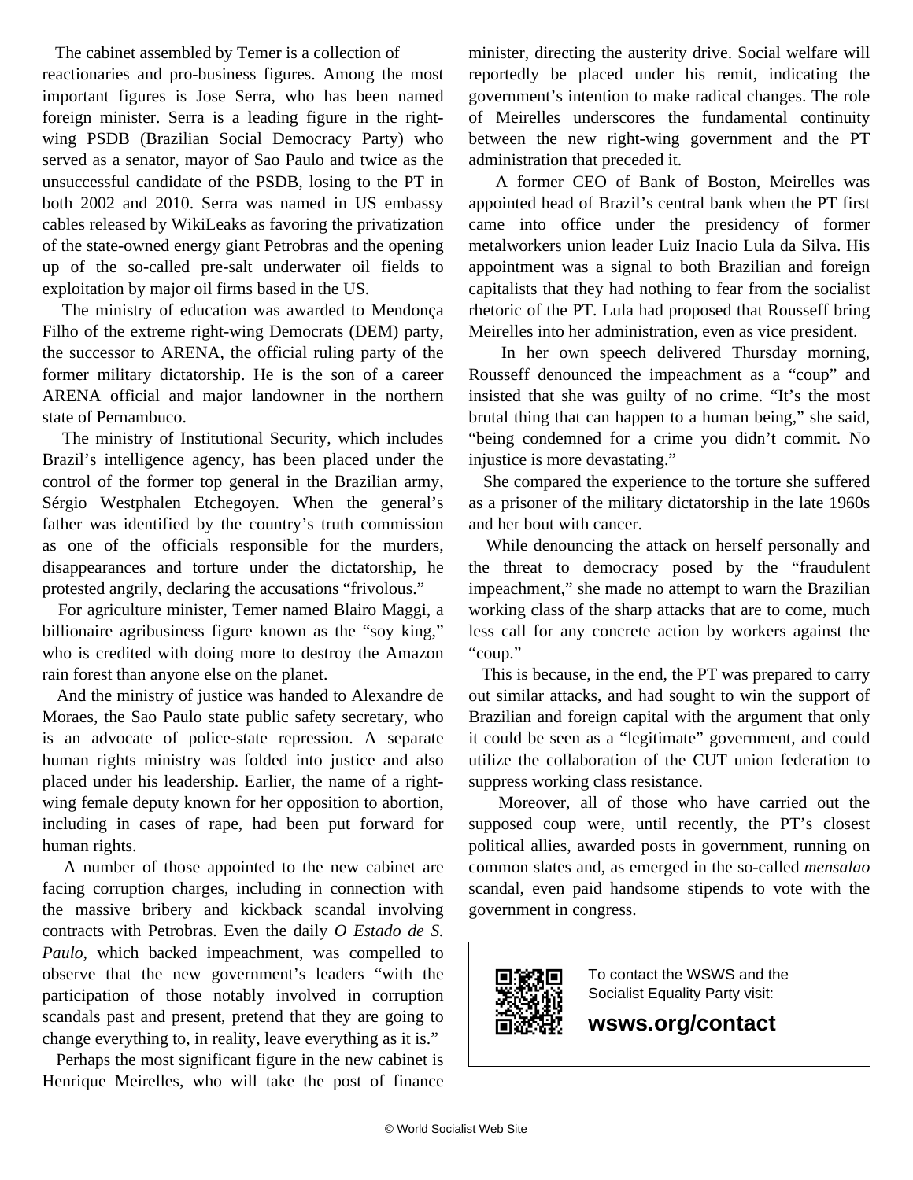The cabinet assembled by Temer is a collection of reactionaries and pro-business figures. Among the most important figures is Jose Serra, who has been named foreign minister. Serra is a leading figure in the right-wing PSDB (Brazilian Social Democracy Party) who served as a senator, mayor of Sao Paulo and twice as the unsuccessful candidate of the PSDB, losing to the PT in both 2002 and 2010. Serra was named in US embassy cables released by WikiLeaks as favoring the privatization of the state-owned energy giant Petrobras and the opening up of the so-called pre-salt underwater oil fields to exploitation by major oil firms based in the US.

The ministry of education was awarded to Mendonça Filho of the extreme right-wing Democrats (DEM) party, the successor to ARENA, the official ruling party of the former military dictatorship. He is the son of a career ARENA official and major landowner in the northern state of Pernambuco.

The ministry of Institutional Security, which includes Brazil's intelligence agency, has been placed under the control of the former top general in the Brazilian army, Sérgio Westphalen Etchegoyen. When the general's father was identified by the country's truth commission as one of the officials responsible for the murders, disappearances and torture under the dictatorship, he protested angrily, declaring the accusations "frivolous."

For agriculture minister, Temer named Blairo Maggi, a billionaire agribusiness figure known as the "soy king," who is credited with doing more to destroy the Amazon rain forest than anyone else on the planet.

And the ministry of justice was handed to Alexandre de Moraes, the Sao Paulo state public safety secretary, who is an advocate of police-state repression. A separate human rights ministry was folded into justice and also placed under his leadership. Earlier, the name of a right-wing female deputy known for her opposition to abortion, including in cases of rape, had been put forward for human rights.

A number of those appointed to the new cabinet are facing corruption charges, including in connection with the massive bribery and kickback scandal involving contracts with Petrobras. Even the daily *O Estado de S. Paulo*, which backed impeachment, was compelled to observe that the new government's leaders "with the participation of those notably involved in corruption scandals past and present, pretend that they are going to change everything to, in reality, leave everything as it is."

Perhaps the most significant figure in the new cabinet is Henrique Meirelles, who will take the post of finance minister, directing the austerity drive. Social welfare will reportedly be placed under his remit, indicating the government's intention to make radical changes. The role of Meirelles underscores the fundamental continuity between the new right-wing government and the PT administration that preceded it.

A former CEO of Bank of Boston, Meirelles was appointed head of Brazil's central bank when the PT first came into office under the presidency of former metalworkers union leader Luiz Inacio Lula da Silva. His appointment was a signal to both Brazilian and foreign capitalists that they had nothing to fear from the socialist rhetoric of the PT. Lula had proposed that Rousseff bring Meirelles into her administration, even as vice president.

In her own speech delivered Thursday morning, Rousseff denounced the impeachment as a "coup" and insisted that she was guilty of no crime. "It's the most brutal thing that can happen to a human being," she said, "being condemned for a crime you didn't commit. No injustice is more devastating."

She compared the experience to the torture she suffered as a prisoner of the military dictatorship in the late 1960s and her bout with cancer.

While denouncing the attack on herself personally and the threat to democracy posed by the "fraudulent impeachment," she made no attempt to warn the Brazilian working class of the sharp attacks that are to come, much less call for any concrete action by workers against the "coup."

This is because, in the end, the PT was prepared to carry out similar attacks, and had sought to win the support of Brazilian and foreign capital with the argument that only it could be seen as a "legitimate" government, and could utilize the collaboration of the CUT union federation to suppress working class resistance.

Moreover, all of those who have carried out the supposed coup were, until recently, the PT's closest political allies, awarded posts in government, running on common slates and, as emerged in the so-called *mensalao* scandal, even paid handsome stipends to vote with the government in congress.

To contact the WSWS and the Socialist Equality Party visit:

**wsws.org/contact**